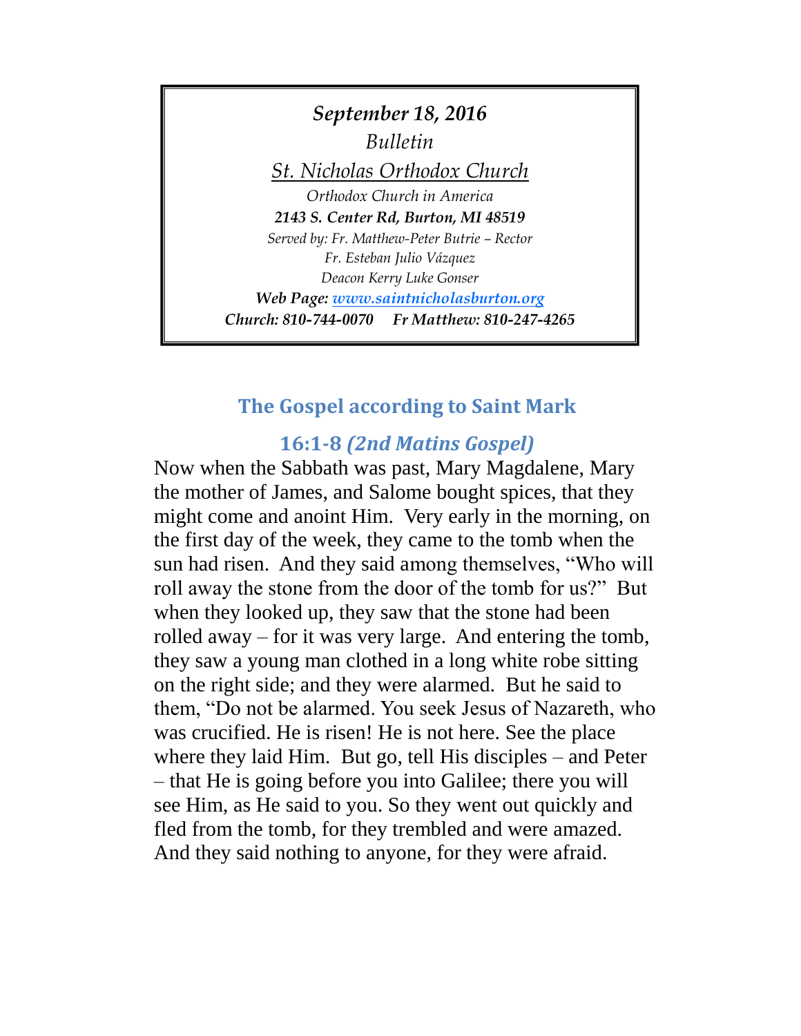***September 18, 2016***

*Bulletin*

*St. Nicholas Orthodox Church*

*Orthodox Church in America*

***2143 S. Center Rd, Burton, MI 48519***

*Served by: Fr. Matthew-Peter Butrie – Rector*

*Fr. Esteban Julio Vázquez*

*Deacon Kerry Luke Gonser*

***Web Page: [www.saintnicholasburton.org](http://www.saintnicholasburton.org)***

***Church: 810-744-0070 Fr Matthew: 810-247-4265***

## The Gospel according to Saint Mark

## 16:1-8 *(2nd Matins Gospel)*

Now when the Sabbath was past, Mary Magdalene, Mary the mother of James, and Salome bought spices, that they might come and anoint Him. Very early in the morning, on the first day of the week, they came to the tomb when the sun had risen. And they said among themselves, "Who will roll away the stone from the door of the tomb for us?" But when they looked up, they saw that the stone had been rolled away – for it was very large. And entering the tomb, they saw a young man clothed in a long white robe sitting on the right side; and they were alarmed. But he said to them, "Do not be alarmed. You seek Jesus of Nazareth, who was crucified. He is risen! He is not here. See the place where they laid Him. But go, tell His disciples – and Peter – that He is going before you into Galilee; there you will see Him, as He said to you. So they went out quickly and fled from the tomb, for they trembled and were amazed. And they said nothing to anyone, for they were afraid.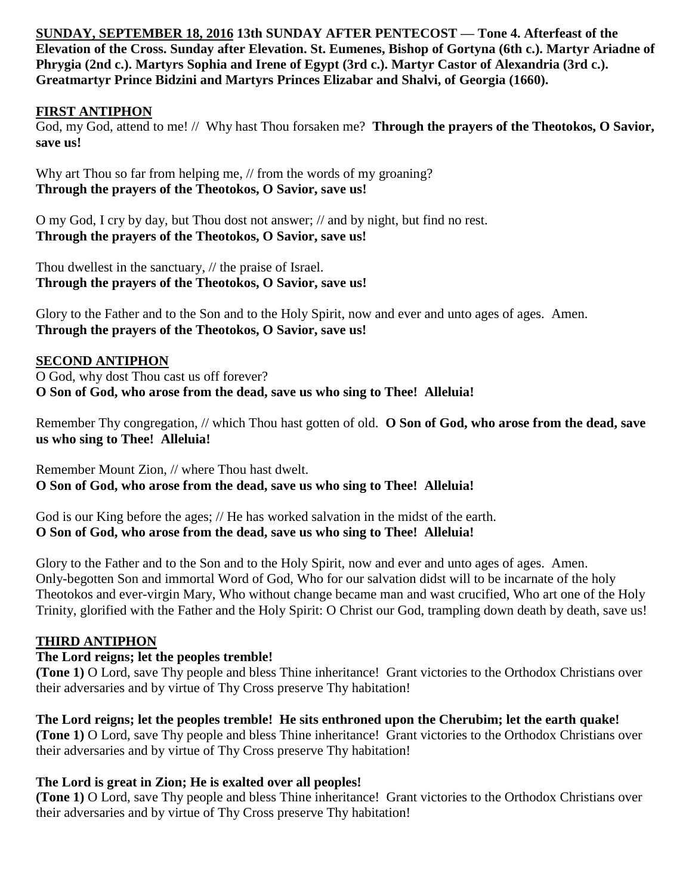**SUNDAY, SEPTEMBER 18, 2016 13th SUNDAY AFTER PENTECOST — Tone 4. Afterfeast of the Elevation of the Cross. Sunday after Elevation. St. Eumenes, Bishop of Gortyna (6th c.). Martyr Ariadne of Phrygia (2nd c.). Martyrs Sophia and Irene of Egypt (3rd c.). Martyr Castor of Alexandria (3rd c.). Greatmartyr Prince Bidzini and Martyrs Princes Elizabar and Shalvi, of Georgia (1660).**

## FIRST ANTIPHON

God, my God, attend to me! // Why hast Thou forsaken me? **Through the prayers of the Theotokos, O Savior, save us!**

Why art Thou so far from helping me, // from the words of my groaning?
**Through the prayers of the Theotokos, O Savior, save us!**

O my God, I cry by day, but Thou dost not answer; // and by night, but find no rest.
**Through the prayers of the Theotokos, O Savior, save us!**

Thou dwellest in the sanctuary, // the praise of Israel.
**Through the prayers of the Theotokos, O Savior, save us!**

Glory to the Father and to the Son and to the Holy Spirit, now and ever and unto ages of ages. Amen.
**Through the prayers of the Theotokos, O Savior, save us!**

## SECOND ANTIPHON

O God, why dost Thou cast us off forever?
**O Son of God, who arose from the dead, save us who sing to Thee! Alleluia!**

Remember Thy congregation, // which Thou hast gotten of old. **O Son of God, who arose from the dead, save us who sing to Thee! Alleluia!**

Remember Mount Zion, // where Thou hast dwelt.
**O Son of God, who arose from the dead, save us who sing to Thee! Alleluia!**

God is our King before the ages; // He has worked salvation in the midst of the earth.
**O Son of God, who arose from the dead, save us who sing to Thee! Alleluia!**

Glory to the Father and to the Son and to the Holy Spirit, now and ever and unto ages of ages. Amen.
Only-begotten Son and immortal Word of God, Who for our salvation didst will to be incarnate of the holy Theotokos and ever-virgin Mary, Who without change became man and wast crucified, Who art one of the Holy Trinity, glorified with the Father and the Holy Spirit: O Christ our God, trampling down death by death, save us!

## THIRD ANTIPHON

**The Lord reigns; let the peoples tremble!**
**(Tone 1)** O Lord, save Thy people and bless Thine inheritance! Grant victories to the Orthodox Christians over their adversaries and by virtue of Thy Cross preserve Thy habitation!

**The Lord reigns; let the peoples tremble! He sits enthroned upon the Cherubim; let the earth quake!**
**(Tone 1)** O Lord, save Thy people and bless Thine inheritance! Grant victories to the Orthodox Christians over their adversaries and by virtue of Thy Cross preserve Thy habitation!

**The Lord is great in Zion; He is exalted over all peoples!**
**(Tone 1)** O Lord, save Thy people and bless Thine inheritance! Grant victories to the Orthodox Christians over their adversaries and by virtue of Thy Cross preserve Thy habitation!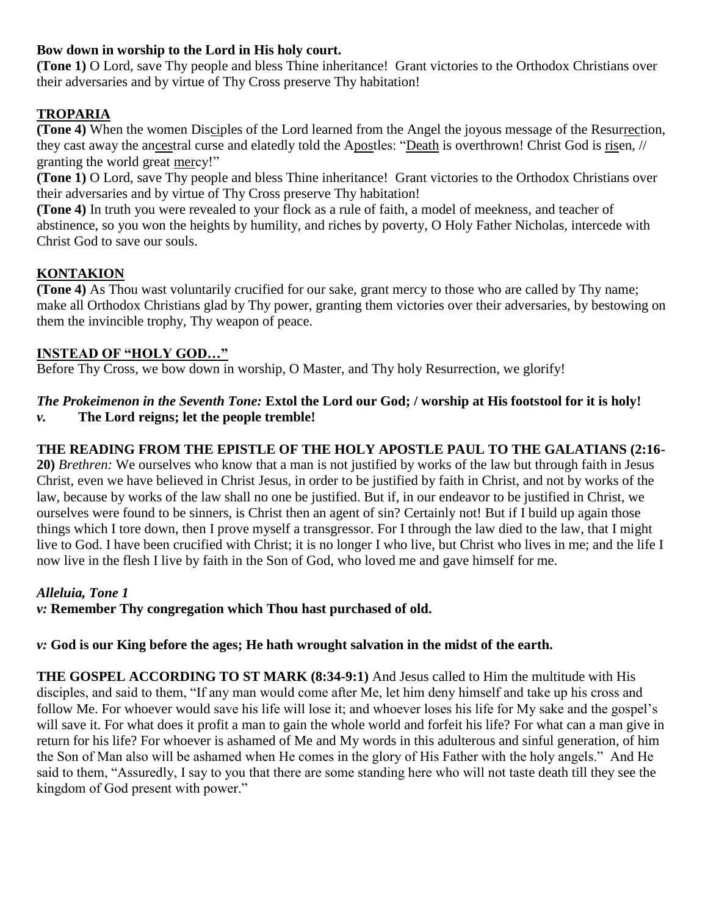**Bow down in worship to the Lord in His holy court.**

**(Tone 1)** O Lord, save Thy people and bless Thine inheritance! Grant victories to the Orthodox Christians over their adversaries and by virtue of Thy Cross preserve Thy habitation!

## TROPARIA

**(Tone 4)** When the women Disciples of the Lord learned from the Angel the joyous message of the Resurrection, they cast away the ancestral curse and elatedly told the Apostles: "Death is overthrown! Christ God is risen, // granting the world great mercy!"

**(Tone 1)** O Lord, save Thy people and bless Thine inheritance! Grant victories to the Orthodox Christians over their adversaries and by virtue of Thy Cross preserve Thy habitation!

**(Tone 4)** In truth you were revealed to your flock as a rule of faith, a model of meekness, and teacher of abstinence, so you won the heights by humility, and riches by poverty, O Holy Father Nicholas, intercede with Christ God to save our souls.

## KONTAKION

**(Tone 4)** As Thou wast voluntarily crucified for our sake, grant mercy to those who are called by Thy name; make all Orthodox Christians glad by Thy power, granting them victories over their adversaries, by bestowing on them the invincible trophy, Thy weapon of peace.

## INSTEAD OF "HOLY GOD…"

Before Thy Cross, we bow down in worship, O Master, and Thy holy Resurrection, we glorify!

***The Prokeimenon in the Seventh Tone:*** **Extol the Lord our God; / worship at His footstool for it is holy!**

***v.*** **The Lord reigns; let the people tremble!**

**THE READING FROM THE EPISTLE OF THE HOLY APOSTLE PAUL TO THE GALATIANS (2:16-20)** *Brethren:* We ourselves who know that a man is not justified by works of the law but through faith in Jesus Christ, even we have believed in Christ Jesus, in order to be justified by faith in Christ, and not by works of the law, because by works of the law shall no one be justified. But if, in our endeavor to be justified in Christ, we ourselves were found to be sinners, is Christ then an agent of sin? Certainly not! But if I build up again those things which I tore down, then I prove myself a transgressor. For I through the law died to the law, that I might live to God. I have been crucified with Christ; it is no longer I who live, but Christ who lives in me; and the life I now live in the flesh I live by faith in the Son of God, who loved me and gave himself for me.

***Alleluia, Tone 1***

***v:*** **Remember Thy congregation which Thou hast purchased of old.**

***v:*** **God is our King before the ages; He hath wrought salvation in the midst of the earth.**

**THE GOSPEL ACCORDING TO ST MARK (8:34-9:1)** And Jesus called to Him the multitude with His disciples, and said to them, "If any man would come after Me, let him deny himself and take up his cross and follow Me. For whoever would save his life will lose it; and whoever loses his life for My sake and the gospel's will save it. For what does it profit a man to gain the whole world and forfeit his life? For what can a man give in return for his life? For whoever is ashamed of Me and My words in this adulterous and sinful generation, of him the Son of Man also will be ashamed when He comes in the glory of His Father with the holy angels." And He said to them, "Assuredly, I say to you that there are some standing here who will not taste death till they see the kingdom of God present with power."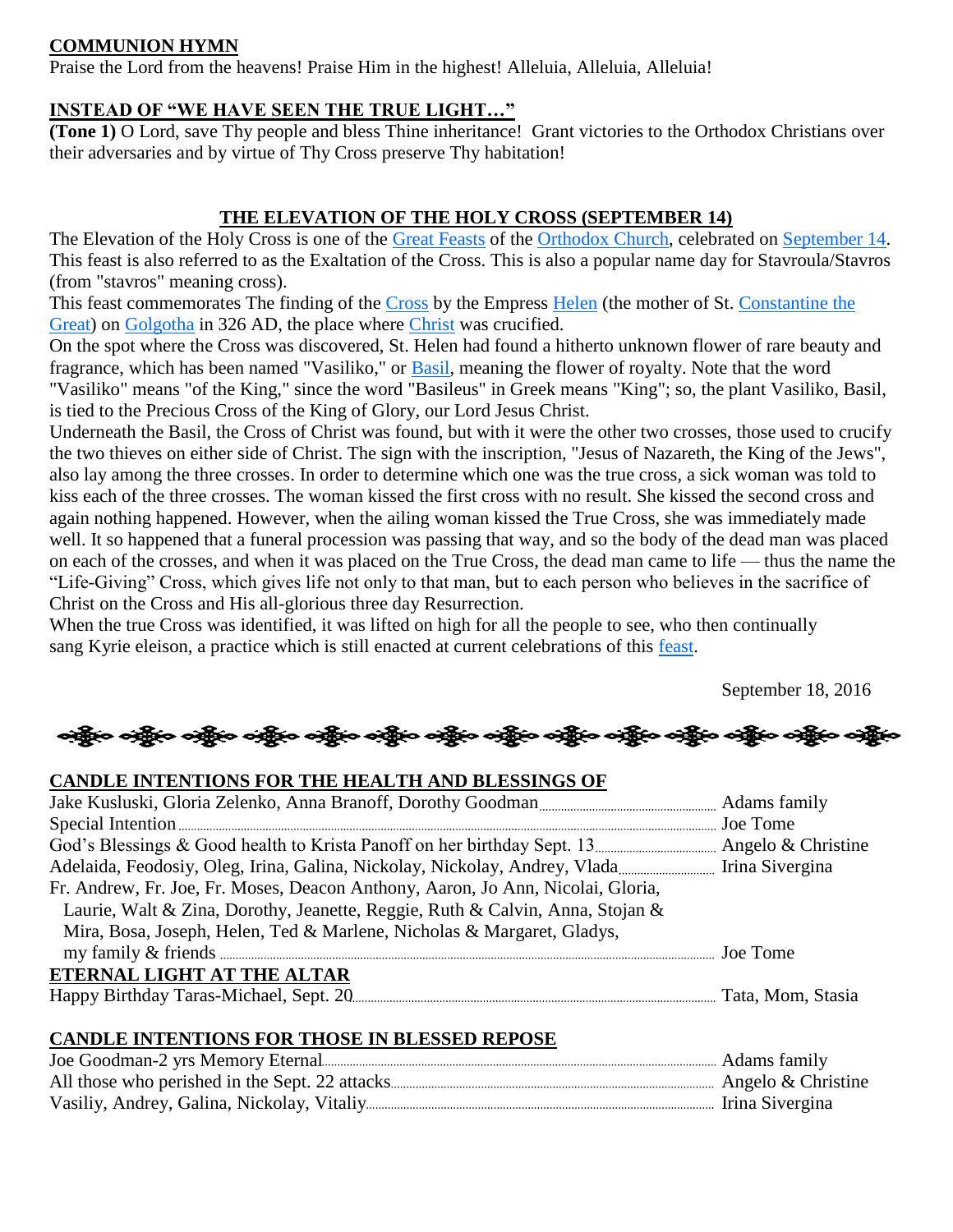## COMMUNION HYMN

Praise the Lord from the heavens! Praise Him in the highest! Alleluia, Alleluia, Alleluia!

## INSTEAD OF "WE HAVE SEEN THE TRUE LIGHT…"

**(Tone 1)** O Lord, save Thy people and bless Thine inheritance! Grant victories to the Orthodox Christians over their adversaries and by virtue of Thy Cross preserve Thy habitation!

## THE ELEVATION OF THE HOLY CROSS (SEPTEMBER 14)

The Elevation of the Holy Cross is one of the Great Feasts of the Orthodox Church, celebrated on September 14. This feast is also referred to as the Exaltation of the Cross. This is also a popular name day for Stavroula/Stavros (from "stavros" meaning cross).

This feast commemorates The finding of the Cross by the Empress Helen (the mother of St. Constantine the Great) on Golgotha in 326 AD, the place where Christ was crucified.

On the spot where the Cross was discovered, St. Helen had found a hitherto unknown flower of rare beauty and fragrance, which has been named "Vasiliko," or Basil, meaning the flower of royalty. Note that the word "Vasiliko" means "of the King," since the word "Basileus" in Greek means "King"; so, the plant Vasiliko, Basil, is tied to the Precious Cross of the King of Glory, our Lord Jesus Christ.

Underneath the Basil, the Cross of Christ was found, but with it were the other two crosses, those used to crucify the two thieves on either side of Christ. The sign with the inscription, "Jesus of Nazareth, the King of the Jews", also lay among the three crosses. In order to determine which one was the true cross, a sick woman was told to kiss each of the three crosses. The woman kissed the first cross with no result. She kissed the second cross and again nothing happened. However, when the ailing woman kissed the True Cross, she was immediately made well. It so happened that a funeral procession was passing that way, and so the body of the dead man was placed on each of the crosses, and when it was placed on the True Cross, the dead man came to life — thus the name the "Life-Giving" Cross, which gives life not only to that man, but to each person who believes in the sacrifice of Christ on the Cross and His all-glorious three day Resurrection.

When the true Cross was identified, it was lifted on high for all the people to see, who then continually sang Kyrie eleison, a practice which is still enacted at current celebrations of this feast.

September 18, 2016

## CANDLE INTENTIONS FOR THE HEALTH AND BLESSINGS OF

Jake Kusluski, Gloria Zelenko, Anna Branoff, Dorothy Goodman ........ Adams family
Special Intention ........ Joe Tome
God's Blessings & Good health to Krista Panoff on her birthday Sept. 13 ........ Angelo & Christine
Adelaida, Feodosiy, Oleg, Irina, Galina, Nickolay, Nickolay, Andrey, Vlada ........ Irina Sivergina
Fr. Andrew, Fr. Joe, Fr. Moses, Deacon Anthony, Aaron, Jo Ann, Nicolai, Gloria, Laurie, Walt & Zina, Dorothy, Jeanette, Reggie, Ruth & Calvin, Anna, Stojan & Mira, Bosa, Joseph, Helen, Ted & Marlene, Nicholas & Margaret, Gladys, my family & friends ........ Joe Tome

## ETERNAL LIGHT AT THE ALTAR

Happy Birthday Taras-Michael, Sept. 20 ........ Tata, Mom, Stasia

## CANDLE INTENTIONS FOR THOSE IN BLESSED REPOSE

Joe Goodman-2 yrs Memory Eternal ........ Adams family
All those who perished in the Sept. 22 attacks ........ Angelo & Christine
Vasiliy, Andrey, Galina, Nickolay, Vitaliy ........ Irina Sivergina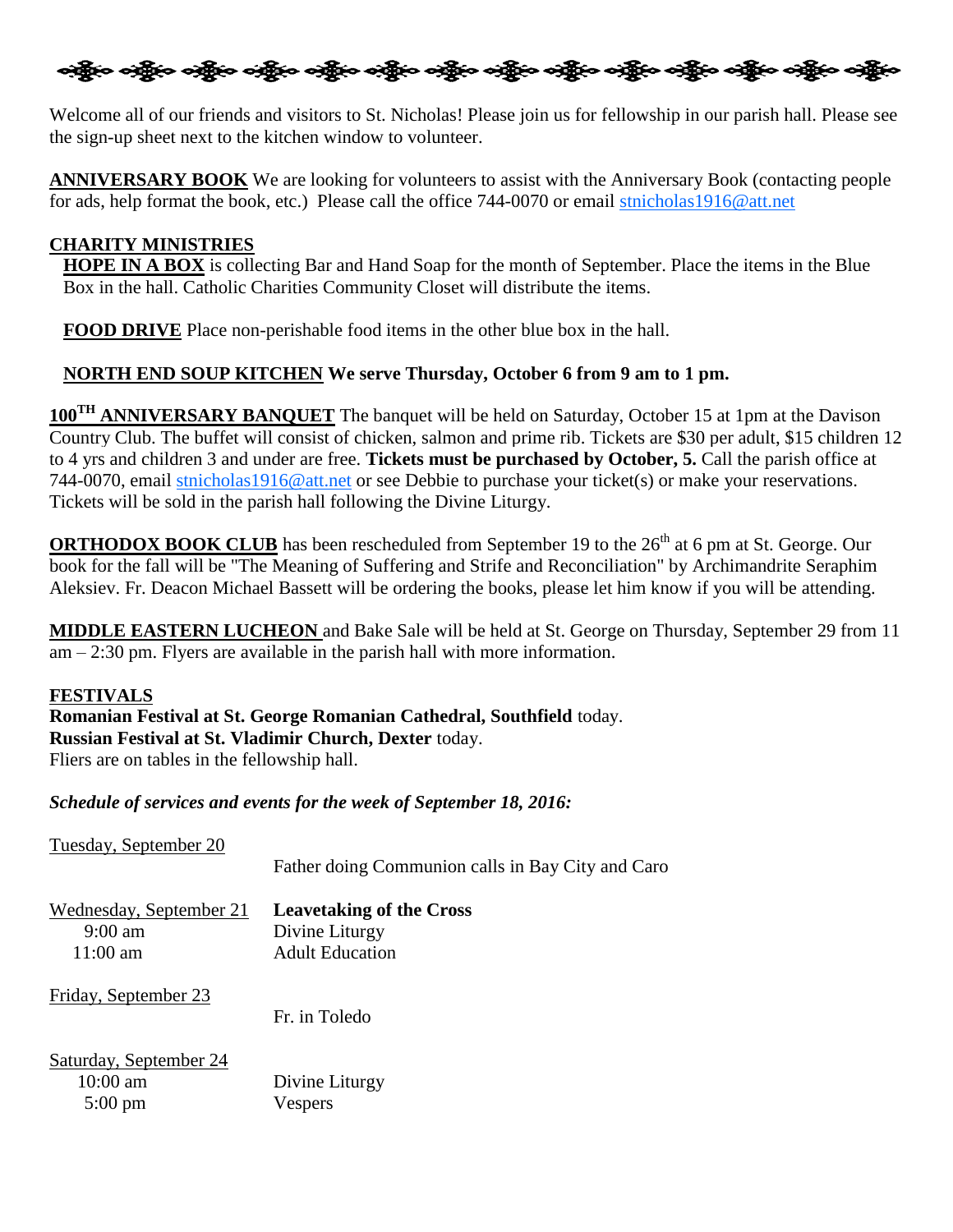Welcome all of our friends and visitors to St. Nicholas! Please join us for fellowship in our parish hall. Please see the sign-up sheet next to the kitchen window to volunteer.

**ANNIVERSARY BOOK** We are looking for volunteers to assist with the Anniversary Book (contacting people for ads, help format the book, etc.) Please call the office 744-0070 or email stnicholas1916@att.net

**CHARITY MINISTRIES**

**HOPE IN A BOX** is collecting Bar and Hand Soap for the month of September. Place the items in the Blue Box in the hall. Catholic Charities Community Closet will distribute the items.

**FOOD DRIVE** Place non-perishable food items in the other blue box in the hall.

**NORTH END SOUP KITCHEN We serve Thursday, October 6 from 9 am to 1 pm.**

**100TH ANNIVERSARY BANQUET** The banquet will be held on Saturday, October 15 at 1pm at the Davison Country Club. The buffet will consist of chicken, salmon and prime rib. Tickets are $30 per adult, $15 children 12 to 4 yrs and children 3 and under are free. **Tickets must be purchased by October, 5.** Call the parish office at 744-0070, email stnicholas1916@att.net or see Debbie to purchase your ticket(s) or make your reservations. Tickets will be sold in the parish hall following the Divine Liturgy.

**ORTHODOX BOOK CLUB** has been rescheduled from September 19 to the 26th at 6 pm at St. George. Our book for the fall will be "The Meaning of Suffering and Strife and Reconciliation" by Archimandrite Seraphim Aleksiev. Fr. Deacon Michael Bassett will be ordering the books, please let him know if you will be attending.

**MIDDLE EASTERN LUCHEON** and Bake Sale will be held at St. George on Thursday, September 29 from 11 am – 2:30 pm. Flyers are available in the parish hall with more information.

**FESTIVALS**
**Romanian Festival at St. George Romanian Cathedral, Southfield** today.
**Russian Festival at St. Vladimir Church, Dexter** today.
Fliers are on tables in the fellowship hall.

***Schedule of services and events for the week of September 18, 2016:***

Tuesday, September 20
Father doing Communion calls in Bay City and Caro

Wednesday, September 21 — **Leavetaking of the Cross**
9:00 am — Divine Liturgy
11:00 am — Adult Education

Friday, September 23
Fr. in Toledo

Saturday, September 24
10:00 am — Divine Liturgy
5:00 pm — Vespers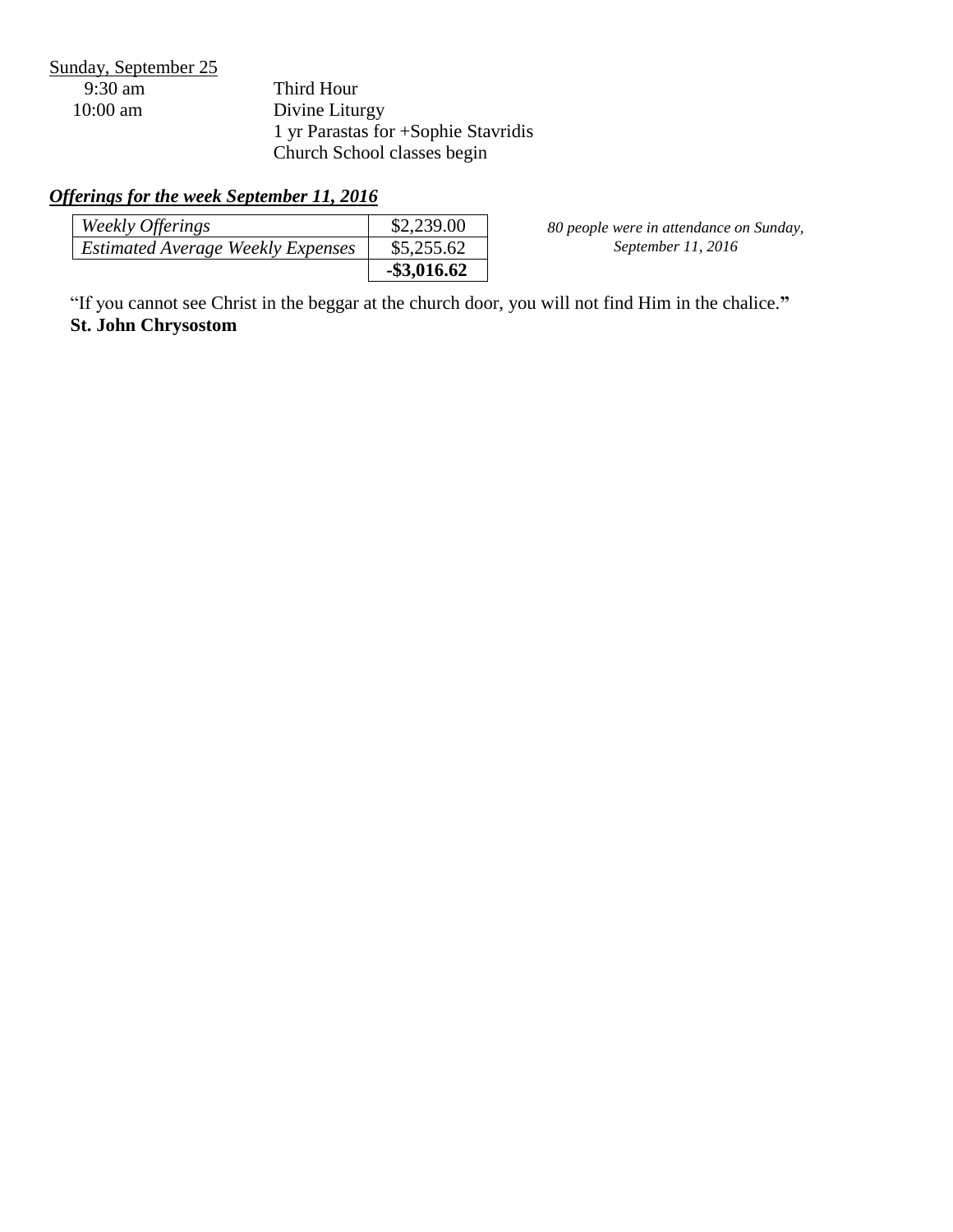Sunday, September 25

| | |
|---|---|
| 9:30 am | Third Hour |
| 10:00 am | Divine Liturgy |
| | 1 yr Parastas for +Sophie Stavridis |
| | Church School classes begin |

***Offerings for the week September 11, 2016***

| | |
|---|---|
| *Weekly Offerings* | $2,239.00 |
| *Estimated Average Weekly Expenses* | $5,255.62 |
| | **-$3,016.62** |

*80 people were in attendance on Sunday, September 11, 2016*

"If you cannot see Christ in the beggar at the church door, you will not find Him in the chalice."
**St. John Chrysostom**